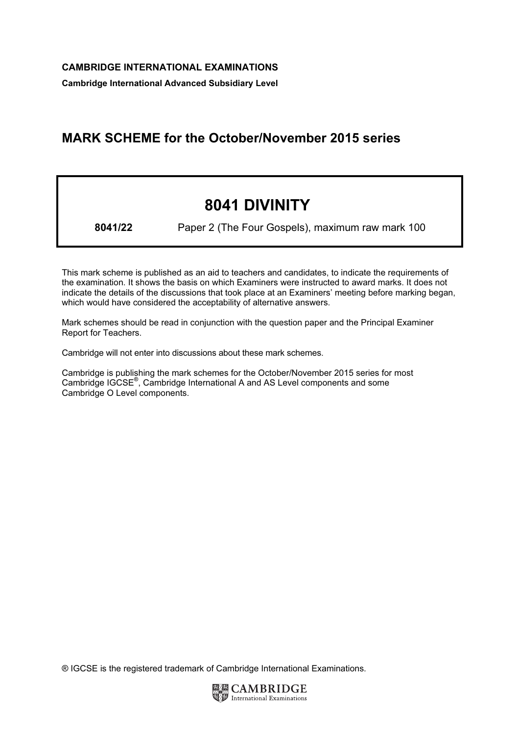**CAMBRIDGE INTERNATIONAL EXAMINATIONS**

**Cambridge International Advanced Subsidiary Level**

# MARK SCHEME for the October/November 2015 series

## 8041 DIVINITY

**8041/22** Paper 2 (The Four Gospels), maximum raw mark 100

This mark scheme is published as an aid to teachers and candidates, to indicate the requirements of the examination. It shows the basis on which Examiners were instructed to award marks. It does not indicate the details of the discussions that took place at an Examiners' meeting before marking began, which would have considered the acceptability of alternative answers.

Mark schemes should be read in conjunction with the question paper and the Principal Examiner Report for Teachers.

Cambridge will not enter into discussions about these mark schemes.

Cambridge is publishing the mark schemes for the October/November 2015 series for most Cambridge IGCSE®, Cambridge International A and AS Level components and some Cambridge O Level components.

® IGCSE is the registered trademark of Cambridge International Examinations.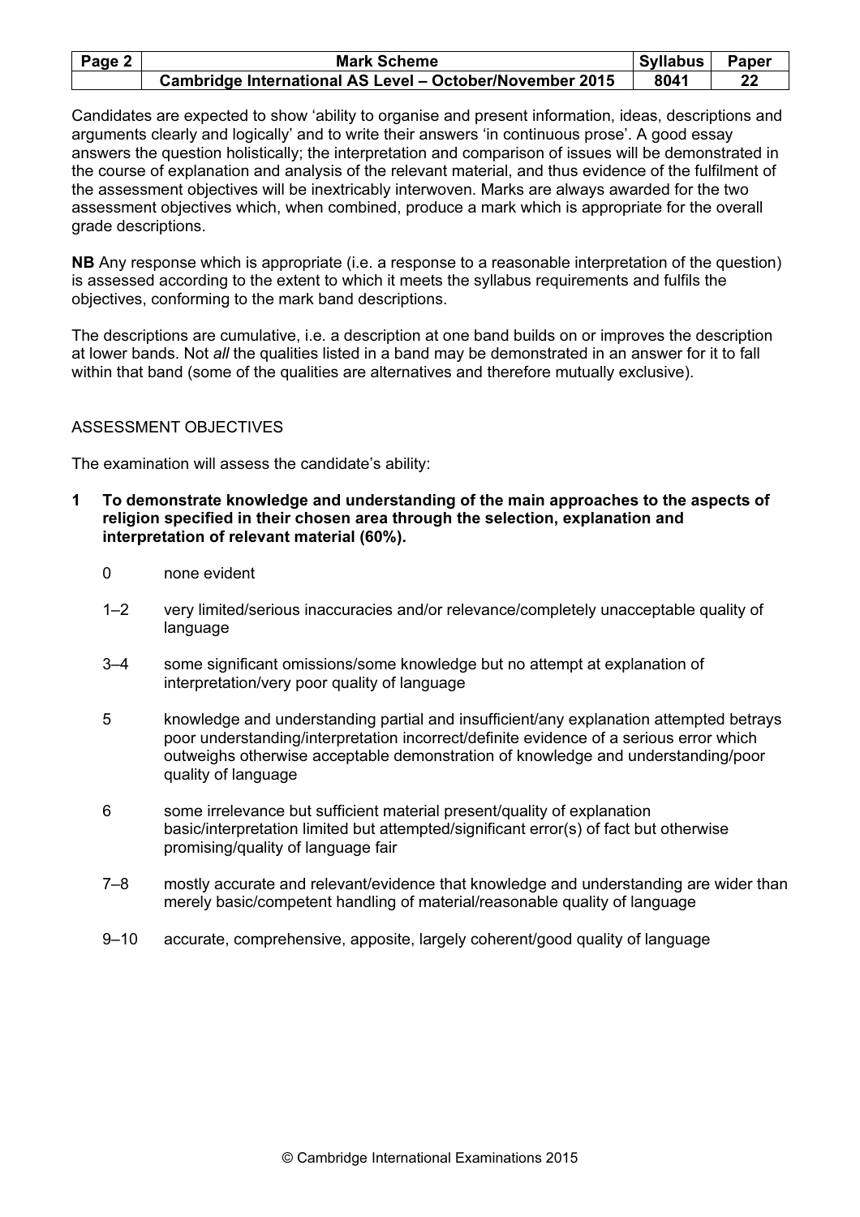Candidates are expected to show 'ability to organise and present information, ideas, descriptions and arguments clearly and logically' and to write their answers 'in continuous prose'. A good essay answers the question holistically; the interpretation and comparison of issues will be demonstrated in the course of explanation and analysis of the relevant material, and thus evidence of the fulfilment of the assessment objectives will be inextricably interwoven. Marks are always awarded for the two assessment objectives which, when combined, produce a mark which is appropriate for the overall grade descriptions.

**NB** Any response which is appropriate (i.e. a response to a reasonable interpretation of the question) is assessed according to the extent to which it meets the syllabus requirements and fulfils the objectives, conforming to the mark band descriptions.

The descriptions are cumulative, i.e. a description at one band builds on or improves the description at lower bands. Not *all* the qualities listed in a band may be demonstrated in an answer for it to fall within that band (some of the qualities are alternatives and therefore mutually exclusive).

ASSESSMENT OBJECTIVES

The examination will assess the candidate's ability:

**1 To demonstrate knowledge and understanding of the main approaches to the aspects of religion specified in their chosen area through the selection, explanation and interpretation of relevant material (60%).**

0 none evident

1–2 very limited/serious inaccuracies and/or relevance/completely unacceptable quality of language

3–4 some significant omissions/some knowledge but no attempt at explanation of interpretation/very poor quality of language

5 knowledge and understanding partial and insufficient/any explanation attempted betrays poor understanding/interpretation incorrect/definite evidence of a serious error which outweighs otherwise acceptable demonstration of knowledge and understanding/poor quality of language

6 some irrelevance but sufficient material present/quality of explanation basic/interpretation limited but attempted/significant error(s) of fact but otherwise promising/quality of language fair

7–8 mostly accurate and relevant/evidence that knowledge and understanding are wider than merely basic/competent handling of material/reasonable quality of language

9–10 accurate, comprehensive, apposite, largely coherent/good quality of language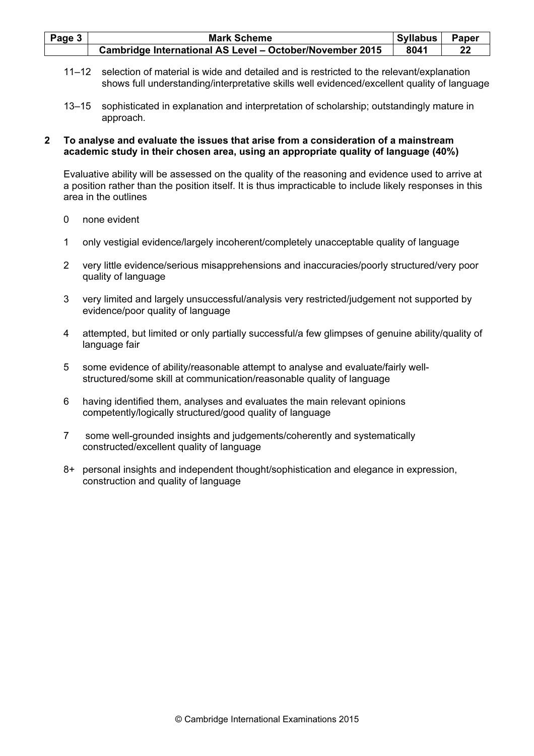11–12 selection of material is wide and detailed and is restricted to the relevant/explanation shows full understanding/interpretative skills well evidenced/excellent quality of language

13–15 sophisticated in explanation and interpretation of scholarship; outstandingly mature in approach.

**2 To analyse and evaluate the issues that arise from a consideration of a mainstream academic study in their chosen area, using an appropriate quality of language (40%)**

Evaluative ability will be assessed on the quality of the reasoning and evidence used to arrive at a position rather than the position itself. It is thus impracticable to include likely responses in this area in the outlines

0 none evident

1 only vestigial evidence/largely incoherent/completely unacceptable quality of language

2 very little evidence/serious misapprehensions and inaccuracies/poorly structured/very poor quality of language

3 very limited and largely unsuccessful/analysis very restricted/judgement not supported by evidence/poor quality of language

4 attempted, but limited or only partially successful/a few glimpses of genuine ability/quality of language fair

5 some evidence of ability/reasonable attempt to analyse and evaluate/fairly well-structured/some skill at communication/reasonable quality of language

6 having identified them, analyses and evaluates the main relevant opinions competently/logically structured/good quality of language

7 some well-grounded insights and judgements/coherently and systematically constructed/excellent quality of language

8+ personal insights and independent thought/sophistication and elegance in expression, construction and quality of language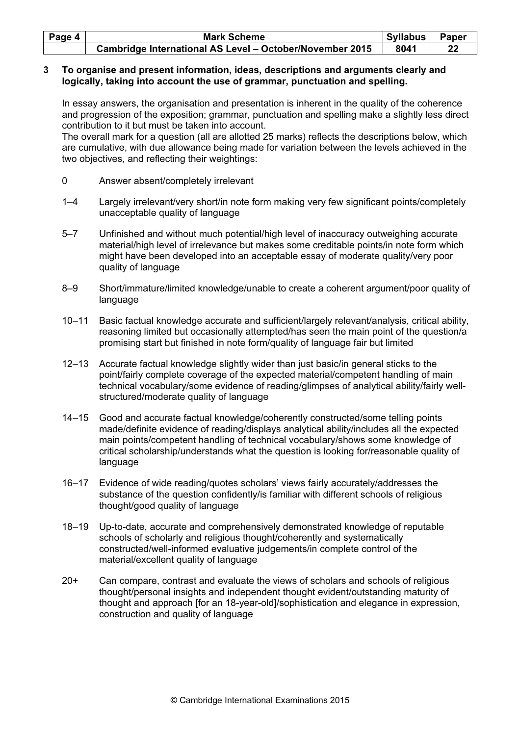**3 To organise and present information, ideas, descriptions and arguments clearly and logically, taking into account the use of grammar, punctuation and spelling.**

In essay answers, the organisation and presentation is inherent in the quality of the coherence and progression of the exposition; grammar, punctuation and spelling make a slightly less direct contribution to it but must be taken into account.

The overall mark for a question (all are allotted 25 marks) reflects the descriptions below, which are cumulative, with due allowance being made for variation between the levels achieved in the two objectives, and reflecting their weightings:

| | |
|---|---|
| 0 | Answer absent/completely irrelevant |
| 1–4 | Largely irrelevant/very short/in note form making very few significant points/completely unacceptable quality of language |
| 5–7 | Unfinished and without much potential/high level of inaccuracy outweighing accurate material/high level of irrelevance but makes some creditable points/in note form which might have been developed into an acceptable essay of moderate quality/very poor quality of language |
| 8–9 | Short/immature/limited knowledge/unable to create a coherent argument/poor quality of language |
| 10–11 | Basic factual knowledge accurate and sufficient/largely relevant/analysis, critical ability, reasoning limited but occasionally attempted/has seen the main point of the question/a promising start but finished in note form/quality of language fair but limited |
| 12–13 | Accurate factual knowledge slightly wider than just basic/in general sticks to the point/fairly complete coverage of the expected material/competent handling of main technical vocabulary/some evidence of reading/glimpses of analytical ability/fairly well-structured/moderate quality of language |
| 14–15 | Good and accurate factual knowledge/coherently constructed/some telling points made/definite evidence of reading/displays analytical ability/includes all the expected main points/competent handling of technical vocabulary/shows some knowledge of critical scholarship/understands what the question is looking for/reasonable quality of language |
| 16–17 | Evidence of wide reading/quotes scholars' views fairly accurately/addresses the substance of the question confidently/is familiar with different schools of religious thought/good quality of language |
| 18–19 | Up-to-date, accurate and comprehensively demonstrated knowledge of reputable schools of scholarly and religious thought/coherently and systematically constructed/well-informed evaluative judgements/in complete control of the material/excellent quality of language |
| 20+ | Can compare, contrast and evaluate the views of scholars and schools of religious thought/personal insights and independent thought evident/outstanding maturity of thought and approach [for an 18-year-old]/sophistication and elegance in expression, construction and quality of language |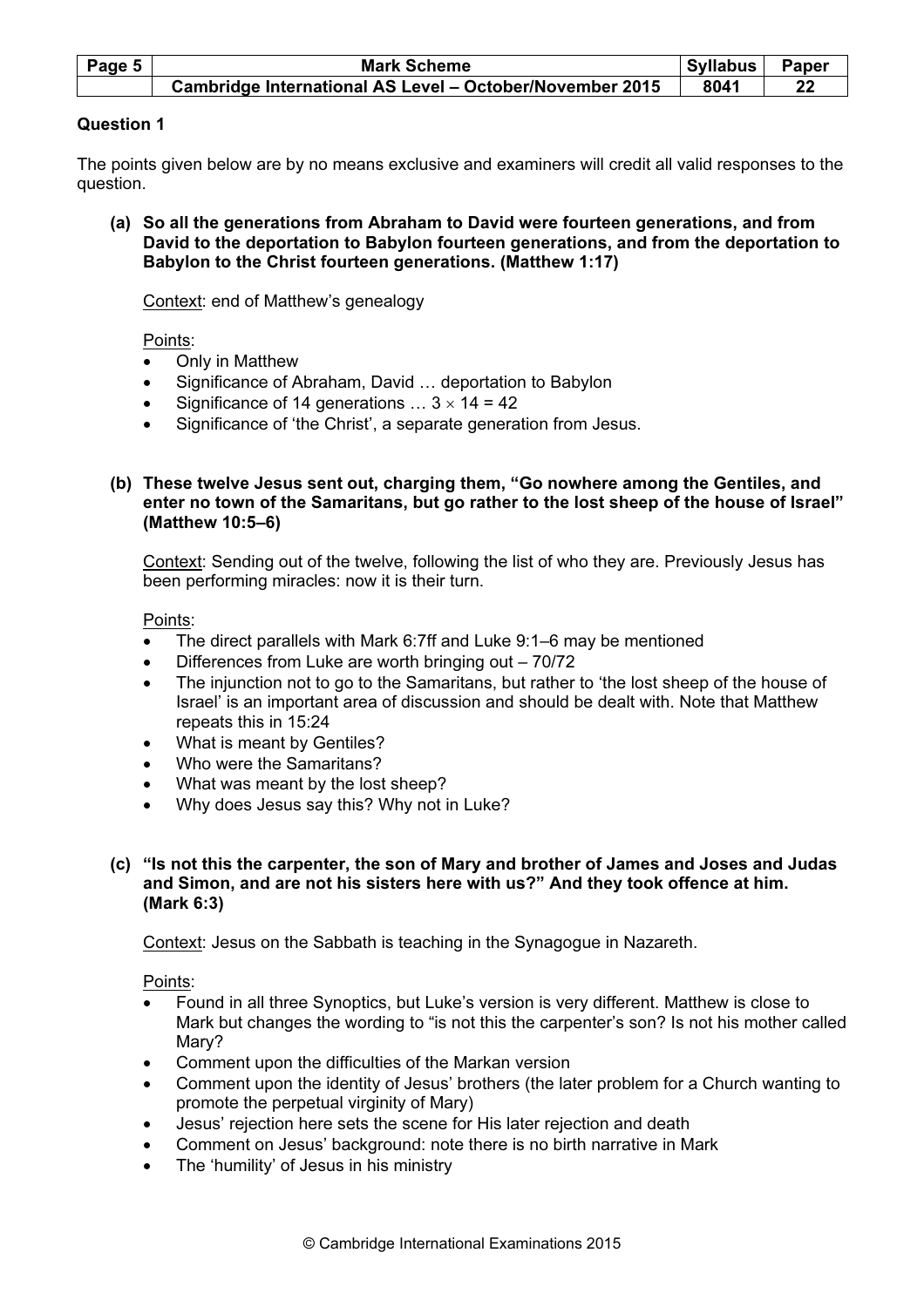## Question 1

The points given below are by no means exclusive and examiners will credit all valid responses to the question.

**(a) So all the generations from Abraham to David were fourteen generations, and from David to the deportation to Babylon fourteen generations, and from the deportation to Babylon to the Christ fourteen generations. (Matthew 1:17)**

Context: end of Matthew's genealogy

Points:

- Only in Matthew
- Significance of Abraham, David … deportation to Babylon
- Significance of 14 generations … $3 \times 14 = 42$
- Significance of 'the Christ', a separate generation from Jesus.

**(b) These twelve Jesus sent out, charging them, "Go nowhere among the Gentiles, and enter no town of the Samaritans, but go rather to the lost sheep of the house of Israel" (Matthew 10:5–6)**

Context: Sending out of the twelve, following the list of who they are. Previously Jesus has been performing miracles: now it is their turn.

Points:

- The direct parallels with Mark 6:7ff and Luke 9:1–6 may be mentioned
- Differences from Luke are worth bringing out – 70/72
- The injunction not to go to the Samaritans, but rather to 'the lost sheep of the house of Israel' is an important area of discussion and should be dealt with. Note that Matthew repeats this in 15:24
- What is meant by Gentiles?
- Who were the Samaritans?
- What was meant by the lost sheep?
- Why does Jesus say this? Why not in Luke?

**(c) "Is not this the carpenter, the son of Mary and brother of James and Joses and Judas and Simon, and are not his sisters here with us?" And they took offence at him. (Mark 6:3)**

Context: Jesus on the Sabbath is teaching in the Synagogue in Nazareth.

Points:

- Found in all three Synoptics, but Luke's version is very different. Matthew is close to Mark but changes the wording to "is not this the carpenter's son? Is not his mother called Mary?
- Comment upon the difficulties of the Markan version
- Comment upon the identity of Jesus' brothers (the later problem for a Church wanting to promote the perpetual virginity of Mary)
- Jesus' rejection here sets the scene for His later rejection and death
- Comment on Jesus' background: note there is no birth narrative in Mark
- The 'humility' of Jesus in his ministry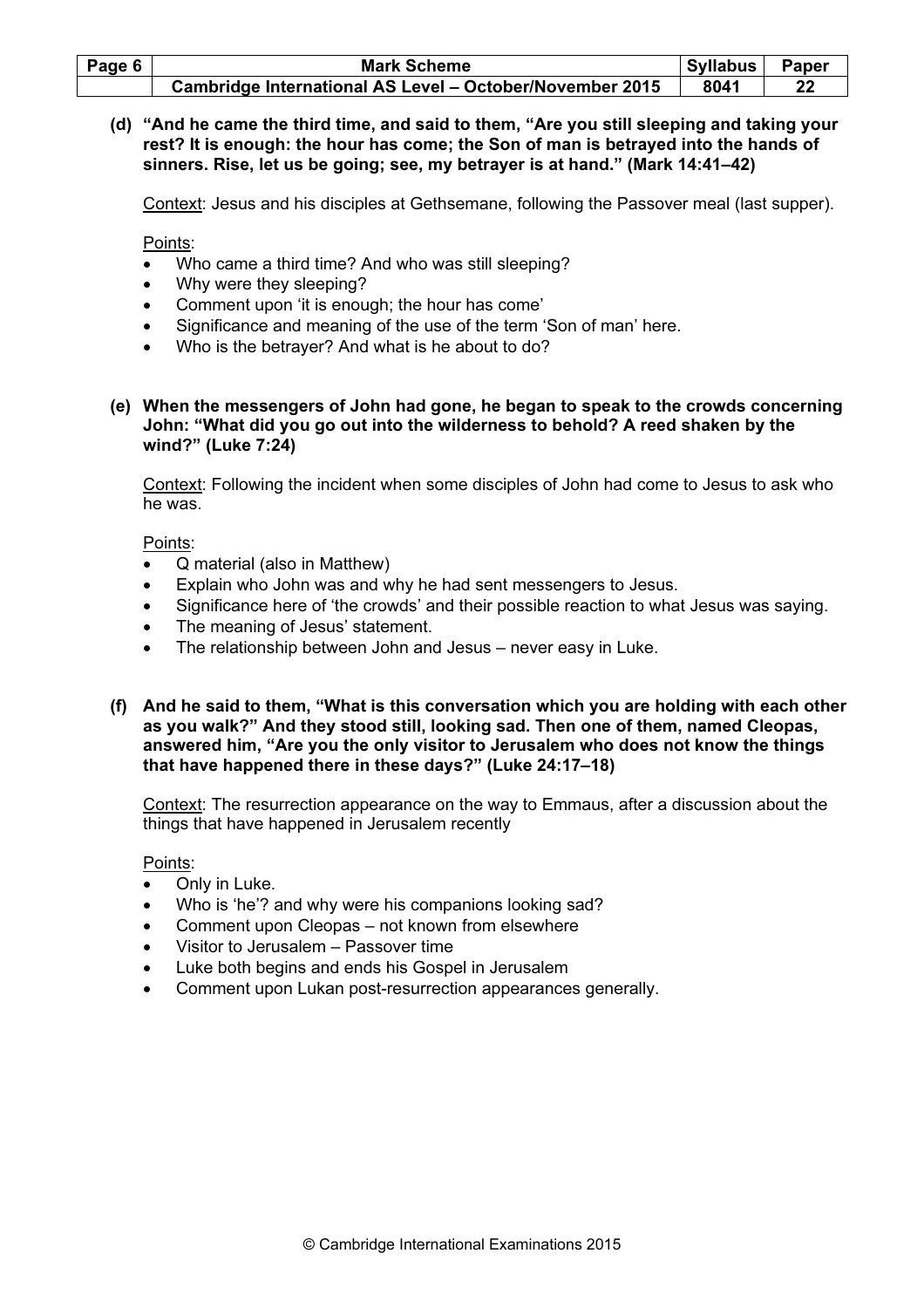**(d) "And he came the third time, and said to them, "Are you still sleeping and taking your rest? It is enough: the hour has come; the Son of man is betrayed into the hands of sinners. Rise, let us be going; see, my betrayer is at hand." (Mark 14:41–42)**

Context: Jesus and his disciples at Gethsemane, following the Passover meal (last supper).

Points:

- Who came a third time? And who was still sleeping?
- Why were they sleeping?
- Comment upon 'it is enough; the hour has come'
- Significance and meaning of the use of the term 'Son of man' here.
- Who is the betrayer? And what is he about to do?

**(e) When the messengers of John had gone, he began to speak to the crowds concerning John: "What did you go out into the wilderness to behold? A reed shaken by the wind?" (Luke 7:24)**

Context: Following the incident when some disciples of John had come to Jesus to ask who he was.

Points:

- Q material (also in Matthew)
- Explain who John was and why he had sent messengers to Jesus.
- Significance here of 'the crowds' and their possible reaction to what Jesus was saying.
- The meaning of Jesus' statement.
- The relationship between John and Jesus – never easy in Luke.

**(f) And he said to them, "What is this conversation which you are holding with each other as you walk?" And they stood still, looking sad. Then one of them, named Cleopas, answered him, "Are you the only visitor to Jerusalem who does not know the things that have happened there in these days?" (Luke 24:17–18)**

Context: The resurrection appearance on the way to Emmaus, after a discussion about the things that have happened in Jerusalem recently

Points:

- Only in Luke.
- Who is 'he'? and why were his companions looking sad?
- Comment upon Cleopas – not known from elsewhere
- Visitor to Jerusalem – Passover time
- Luke both begins and ends his Gospel in Jerusalem
- Comment upon Lukan post-resurrection appearances generally.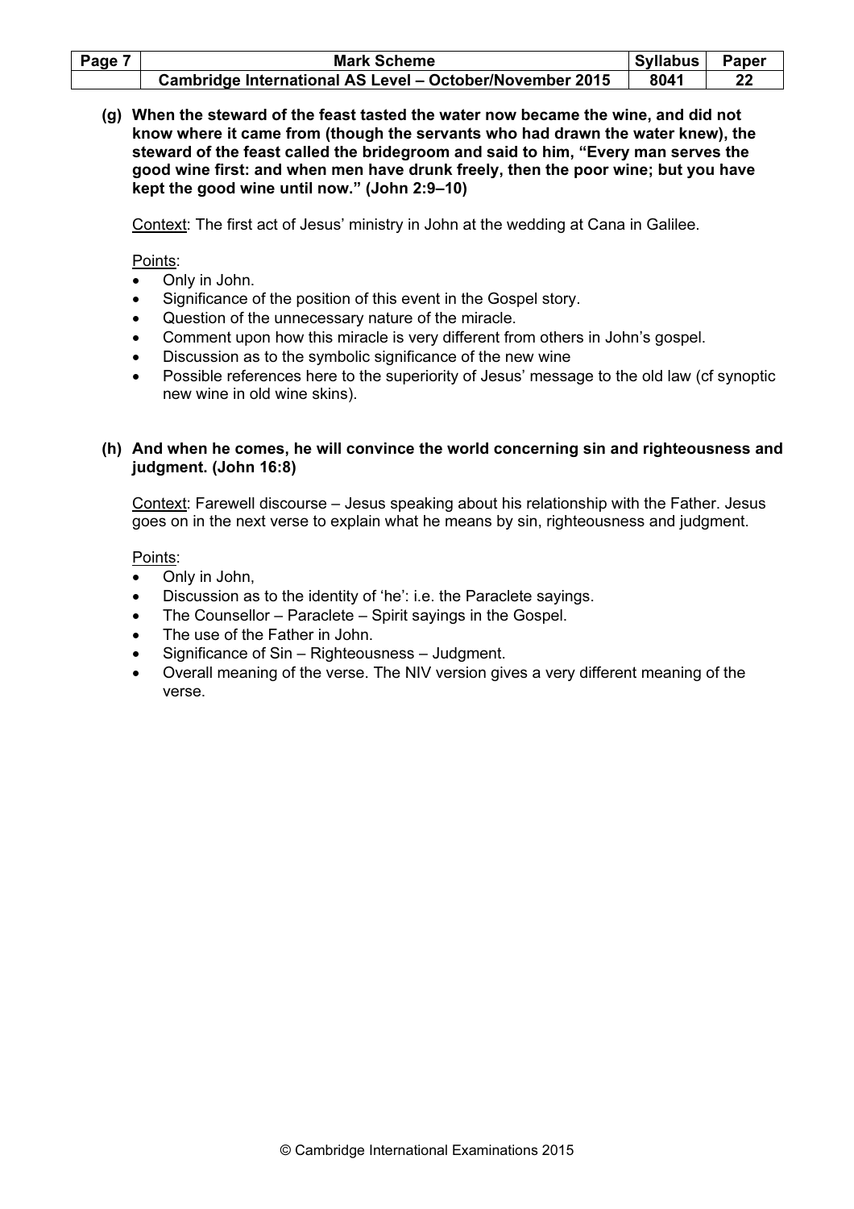**(g) When the steward of the feast tasted the water now became the wine, and did not know where it came from (though the servants who had drawn the water knew), the steward of the feast called the bridegroom and said to him, "Every man serves the good wine first: and when men have drunk freely, then the poor wine; but you have kept the good wine until now." (John 2:9–10)**

Context: The first act of Jesus' ministry in John at the wedding at Cana in Galilee.

Points:

- Only in John.
- Significance of the position of this event in the Gospel story.
- Question of the unnecessary nature of the miracle.
- Comment upon how this miracle is very different from others in John's gospel.
- Discussion as to the symbolic significance of the new wine
- Possible references here to the superiority of Jesus' message to the old law (cf synoptic new wine in old wine skins).

**(h) And when he comes, he will convince the world concerning sin and righteousness and judgment. (John 16:8)**

Context: Farewell discourse – Jesus speaking about his relationship with the Father. Jesus goes on in the next verse to explain what he means by sin, righteousness and judgment.

Points:

- Only in John,
- Discussion as to the identity of 'he': i.e. the Paraclete sayings.
- The Counsellor – Paraclete – Spirit sayings in the Gospel.
- The use of the Father in John.
- Significance of Sin – Righteousness – Judgment.
- Overall meaning of the verse. The NIV version gives a very different meaning of the verse.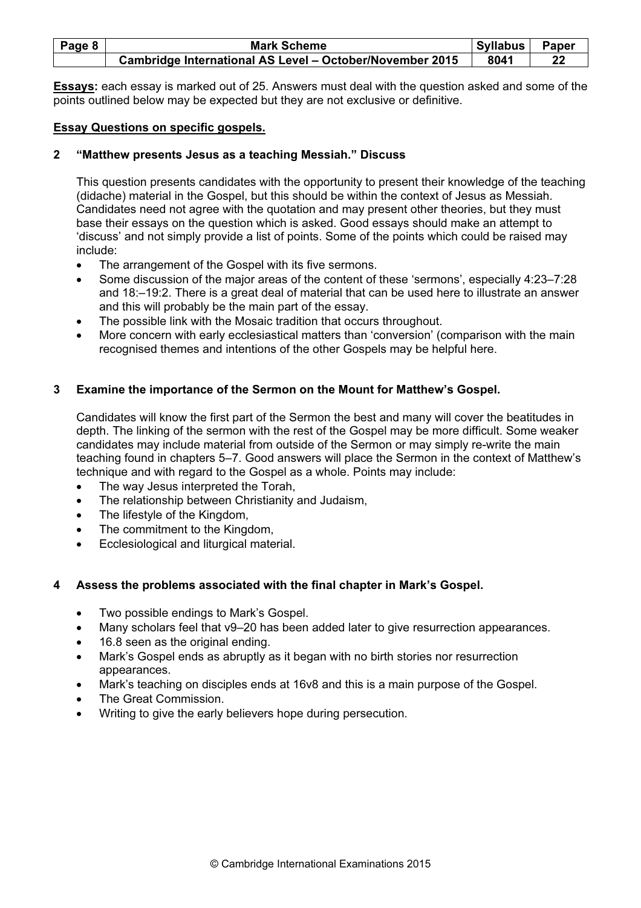**Essays:** each essay is marked out of 25. Answers must deal with the question asked and some of the points outlined below may be expected but they are not exclusive or definitive.

**Essay Questions on specific gospels.**

**2 "Matthew presents Jesus as a teaching Messiah." Discuss**

This question presents candidates with the opportunity to present their knowledge of the teaching (didache) material in the Gospel, but this should be within the context of Jesus as Messiah. Candidates need not agree with the quotation and may present other theories, but they must base their essays on the question which is asked. Good essays should make an attempt to 'discuss' and not simply provide a list of points. Some of the points which could be raised may include:

- The arrangement of the Gospel with its five sermons.
- Some discussion of the major areas of the content of these 'sermons', especially 4:23–7:28 and 18:–19:2. There is a great deal of material that can be used here to illustrate an answer and this will probably be the main part of the essay.
- The possible link with the Mosaic tradition that occurs throughout.
- More concern with early ecclesiastical matters than 'conversion' (comparison with the main recognised themes and intentions of the other Gospels may be helpful here.

**3 Examine the importance of the Sermon on the Mount for Matthew's Gospel.**

Candidates will know the first part of the Sermon the best and many will cover the beatitudes in depth. The linking of the sermon with the rest of the Gospel may be more difficult. Some weaker candidates may include material from outside of the Sermon or may simply re-write the main teaching found in chapters 5–7. Good answers will place the Sermon in the context of Matthew's technique and with regard to the Gospel as a whole. Points may include:

- The way Jesus interpreted the Torah,
- The relationship between Christianity and Judaism,
- The lifestyle of the Kingdom,
- The commitment to the Kingdom,
- Ecclesiological and liturgical material.

**4 Assess the problems associated with the final chapter in Mark's Gospel.**

- Two possible endings to Mark's Gospel.
- Many scholars feel that v9–20 has been added later to give resurrection appearances.
- 16.8 seen as the original ending.
- Mark's Gospel ends as abruptly as it began with no birth stories nor resurrection appearances.
- Mark's teaching on disciples ends at 16v8 and this is a main purpose of the Gospel.
- The Great Commission.
- Writing to give the early believers hope during persecution.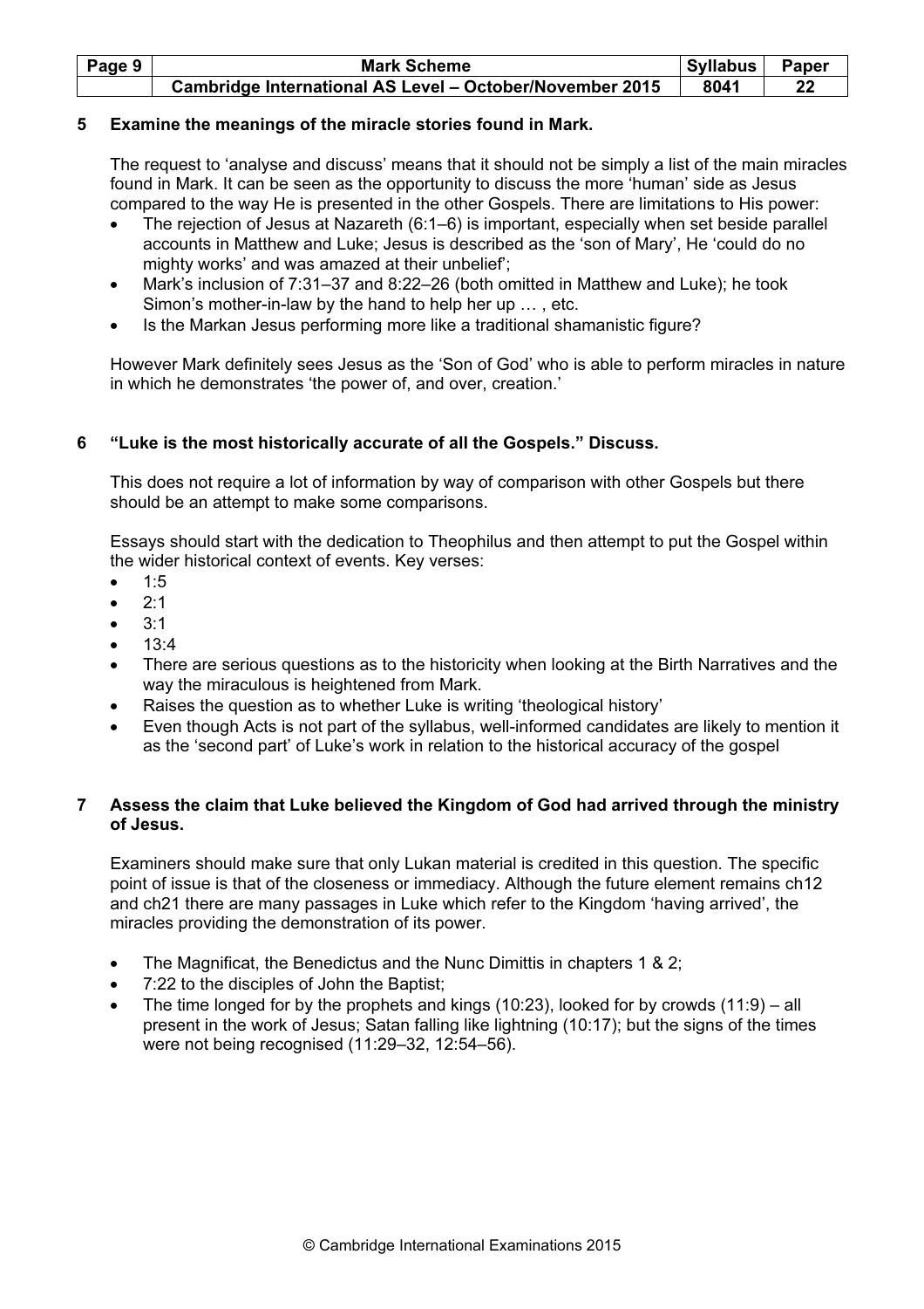**5 Examine the meanings of the miracle stories found in Mark.**

The request to 'analyse and discuss' means that it should not be simply a list of the main miracles found in Mark. It can be seen as the opportunity to discuss the more 'human' side as Jesus compared to the way He is presented in the other Gospels. There are limitations to His power:

- The rejection of Jesus at Nazareth (6:1–6) is important, especially when set beside parallel accounts in Matthew and Luke; Jesus is described as the 'son of Mary', He 'could do no mighty works' and was amazed at their unbelief';
- Mark's inclusion of 7:31–37 and 8:22–26 (both omitted in Matthew and Luke); he took Simon's mother-in-law by the hand to help her up … , etc.
- Is the Markan Jesus performing more like a traditional shamanistic figure?

However Mark definitely sees Jesus as the 'Son of God' who is able to perform miracles in nature in which he demonstrates 'the power of, and over, creation.'

**6 "Luke is the most historically accurate of all the Gospels." Discuss.**

This does not require a lot of information by way of comparison with other Gospels but there should be an attempt to make some comparisons.

Essays should start with the dedication to Theophilus and then attempt to put the Gospel within the wider historical context of events. Key verses:

- 1:5
- 2:1
- 3:1
- 13:4
- There are serious questions as to the historicity when looking at the Birth Narratives and the way the miraculous is heightened from Mark.
- Raises the question as to whether Luke is writing 'theological history'
- Even though Acts is not part of the syllabus, well-informed candidates are likely to mention it as the 'second part' of Luke's work in relation to the historical accuracy of the gospel

**7 Assess the claim that Luke believed the Kingdom of God had arrived through the ministry of Jesus.**

Examiners should make sure that only Lukan material is credited in this question. The specific point of issue is that of the closeness or immediacy. Although the future element remains ch12 and ch21 there are many passages in Luke which refer to the Kingdom 'having arrived', the miracles providing the demonstration of its power.

- The Magnificat, the Benedictus and the Nunc Dimittis in chapters 1 & 2;
- 7:22 to the disciples of John the Baptist;
- The time longed for by the prophets and kings (10:23), looked for by crowds (11:9) – all present in the work of Jesus; Satan falling like lightning (10:17); but the signs of the times were not being recognised (11:29–32, 12:54–56).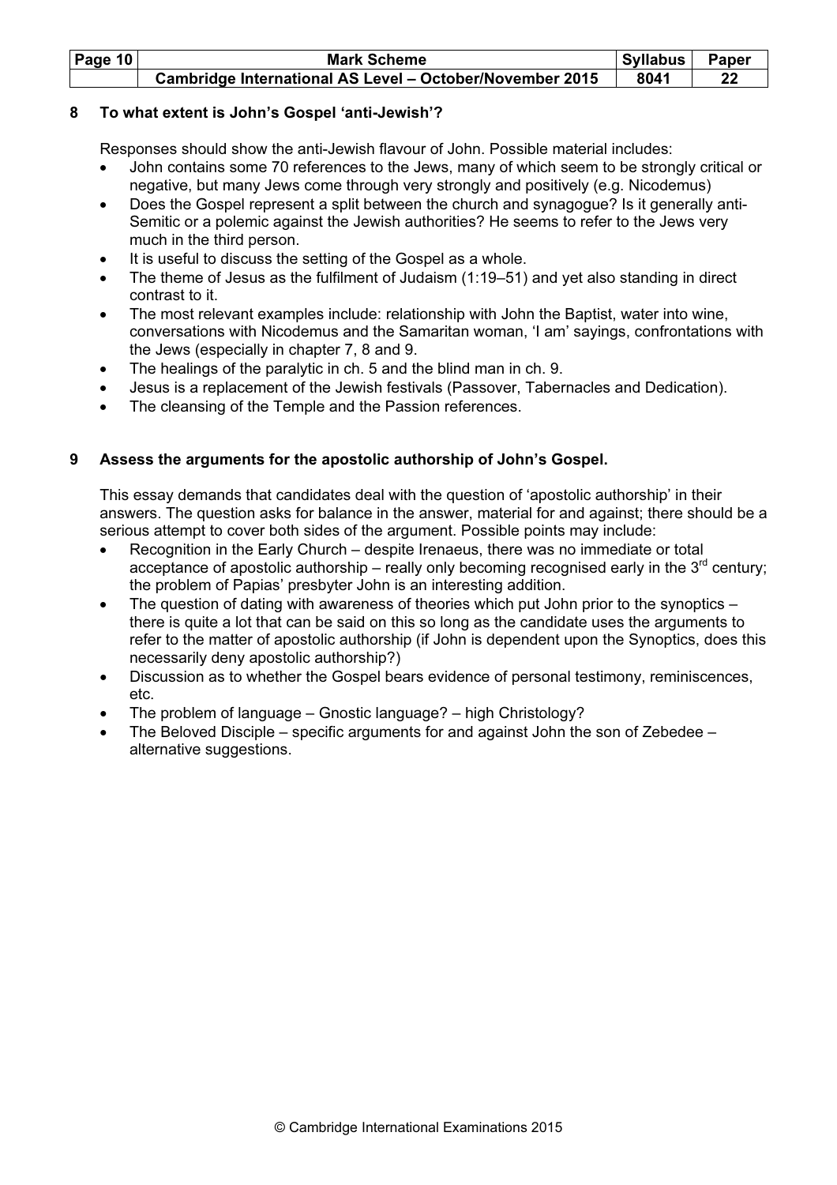**8 To what extent is John's Gospel 'anti-Jewish'?**

Responses should show the anti-Jewish flavour of John. Possible material includes:

- John contains some 70 references to the Jews, many of which seem to be strongly critical or negative, but many Jews come through very strongly and positively (e.g. Nicodemus)
- Does the Gospel represent a split between the church and synagogue? Is it generally anti-Semitic or a polemic against the Jewish authorities? He seems to refer to the Jews very much in the third person.
- It is useful to discuss the setting of the Gospel as a whole.
- The theme of Jesus as the fulfilment of Judaism (1:19–51) and yet also standing in direct contrast to it.
- The most relevant examples include: relationship with John the Baptist, water into wine, conversations with Nicodemus and the Samaritan woman, 'I am' sayings, confrontations with the Jews (especially in chapter 7, 8 and 9.
- The healings of the paralytic in ch. 5 and the blind man in ch. 9.
- Jesus is a replacement of the Jewish festivals (Passover, Tabernacles and Dedication).
- The cleansing of the Temple and the Passion references.

**9 Assess the arguments for the apostolic authorship of John's Gospel.**

This essay demands that candidates deal with the question of 'apostolic authorship' in their answers. The question asks for balance in the answer, material for and against; there should be a serious attempt to cover both sides of the argument. Possible points may include:

- Recognition in the Early Church – despite Irenaeus, there was no immediate or total acceptance of apostolic authorship – really only becoming recognised early in the 3rd century; the problem of Papias' presbyter John is an interesting addition.
- The question of dating with awareness of theories which put John prior to the synoptics – there is quite a lot that can be said on this so long as the candidate uses the arguments to refer to the matter of apostolic authorship (if John is dependent upon the Synoptics, does this necessarily deny apostolic authorship?)
- Discussion as to whether the Gospel bears evidence of personal testimony, reminiscences, etc.
- The problem of language – Gnostic language? – high Christology?
- The Beloved Disciple – specific arguments for and against John the son of Zebedee – alternative suggestions.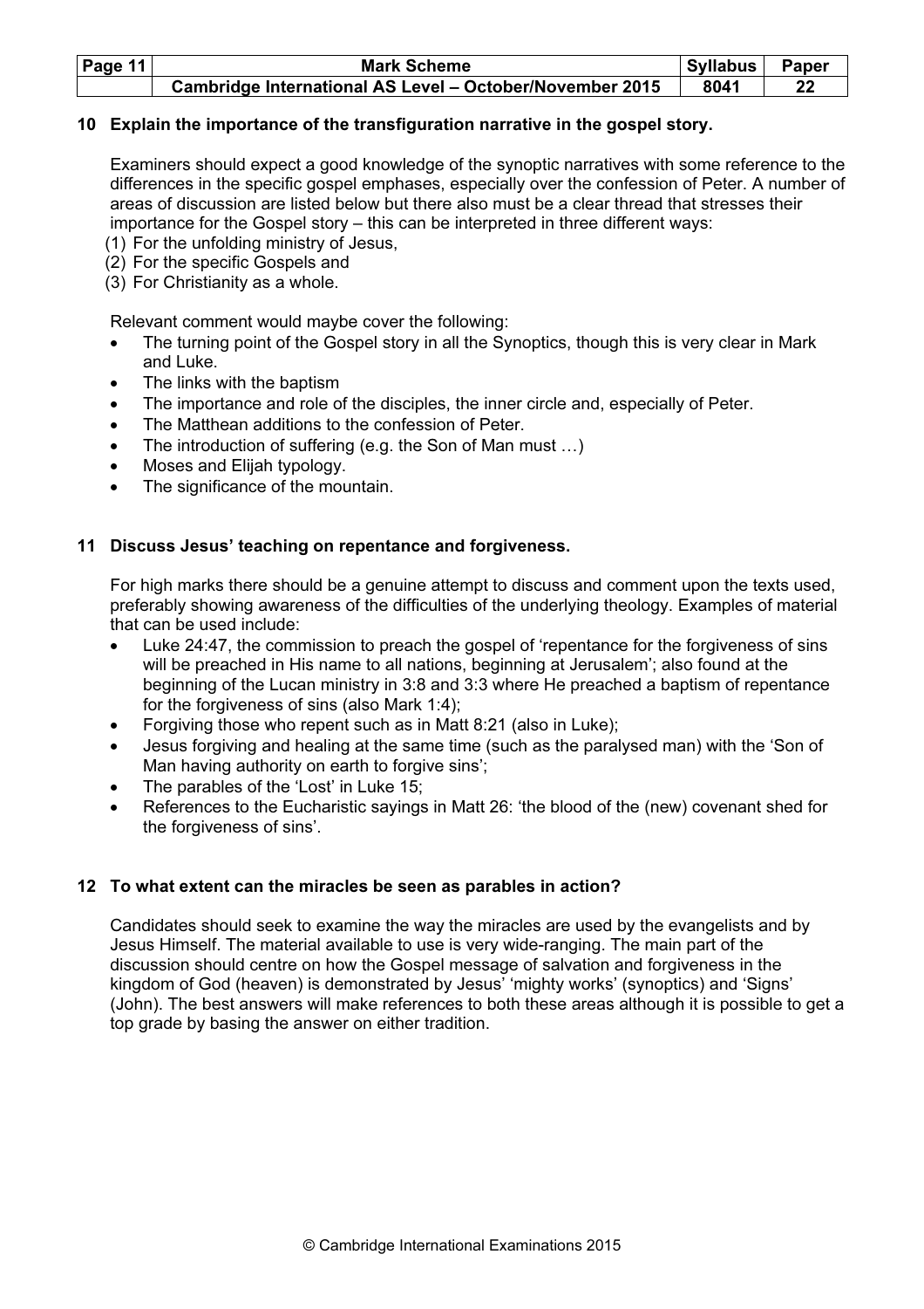**10 Explain the importance of the transfiguration narrative in the gospel story.**

Examiners should expect a good knowledge of the synoptic narratives with some reference to the differences in the specific gospel emphases, especially over the confession of Peter. A number of areas of discussion are listed below but there also must be a clear thread that stresses their importance for the Gospel story – this can be interpreted in three different ways:

(1) For the unfolding ministry of Jesus,
(2) For the specific Gospels and
(3) For Christianity as a whole.

Relevant comment would maybe cover the following:

- The turning point of the Gospel story in all the Synoptics, though this is very clear in Mark and Luke.
- The links with the baptism
- The importance and role of the disciples, the inner circle and, especially of Peter.
- The Matthean additions to the confession of Peter.
- The introduction of suffering (e.g. the Son of Man must …)
- Moses and Elijah typology.
- The significance of the mountain.

**11 Discuss Jesus' teaching on repentance and forgiveness.**

For high marks there should be a genuine attempt to discuss and comment upon the texts used, preferably showing awareness of the difficulties of the underlying theology. Examples of material that can be used include:

- Luke 24:47, the commission to preach the gospel of 'repentance for the forgiveness of sins will be preached in His name to all nations, beginning at Jerusalem'; also found at the beginning of the Lucan ministry in 3:8 and 3:3 where He preached a baptism of repentance for the forgiveness of sins (also Mark 1:4);
- Forgiving those who repent such as in Matt 8:21 (also in Luke);
- Jesus forgiving and healing at the same time (such as the paralysed man) with the 'Son of Man having authority on earth to forgive sins';
- The parables of the 'Lost' in Luke 15;
- References to the Eucharistic sayings in Matt 26: 'the blood of the (new) covenant shed for the forgiveness of sins'.

**12 To what extent can the miracles be seen as parables in action?**

Candidates should seek to examine the way the miracles are used by the evangelists and by Jesus Himself. The material available to use is very wide-ranging. The main part of the discussion should centre on how the Gospel message of salvation and forgiveness in the kingdom of God (heaven) is demonstrated by Jesus' 'mighty works' (synoptics) and 'Signs' (John). The best answers will make references to both these areas although it is possible to get a top grade by basing the answer on either tradition.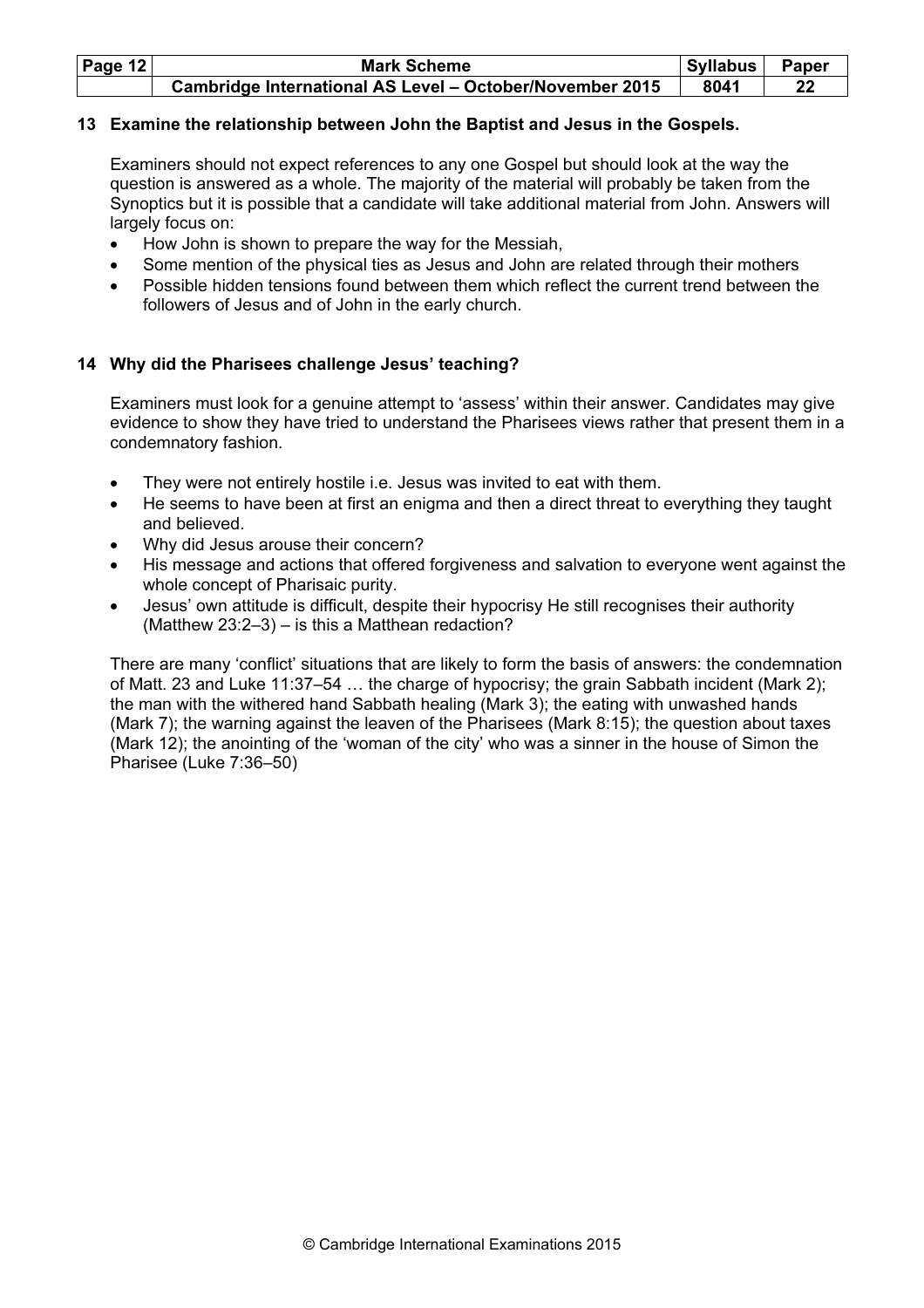**13 Examine the relationship between John the Baptist and Jesus in the Gospels.**

Examiners should not expect references to any one Gospel but should look at the way the question is answered as a whole. The majority of the material will probably be taken from the Synoptics but it is possible that a candidate will take additional material from John. Answers will largely focus on:

- How John is shown to prepare the way for the Messiah,
- Some mention of the physical ties as Jesus and John are related through their mothers
- Possible hidden tensions found between them which reflect the current trend between the followers of Jesus and of John in the early church.

**14 Why did the Pharisees challenge Jesus' teaching?**

Examiners must look for a genuine attempt to 'assess' within their answer. Candidates may give evidence to show they have tried to understand the Pharisees views rather that present them in a condemnatory fashion.

- They were not entirely hostile i.e. Jesus was invited to eat with them.
- He seems to have been at first an enigma and then a direct threat to everything they taught and believed.
- Why did Jesus arouse their concern?
- His message and actions that offered forgiveness and salvation to everyone went against the whole concept of Pharisaic purity.
- Jesus' own attitude is difficult, despite their hypocrisy He still recognises their authority (Matthew 23:2–3) – is this a Matthean redaction?

There are many 'conflict' situations that are likely to form the basis of answers: the condemnation of Matt. 23 and Luke 11:37–54 … the charge of hypocrisy; the grain Sabbath incident (Mark 2); the man with the withered hand Sabbath healing (Mark 3); the eating with unwashed hands (Mark 7); the warning against the leaven of the Pharisees (Mark 8:15); the question about taxes (Mark 12); the anointing of the 'woman of the city' who was a sinner in the house of Simon the Pharisee (Luke 7:36–50)